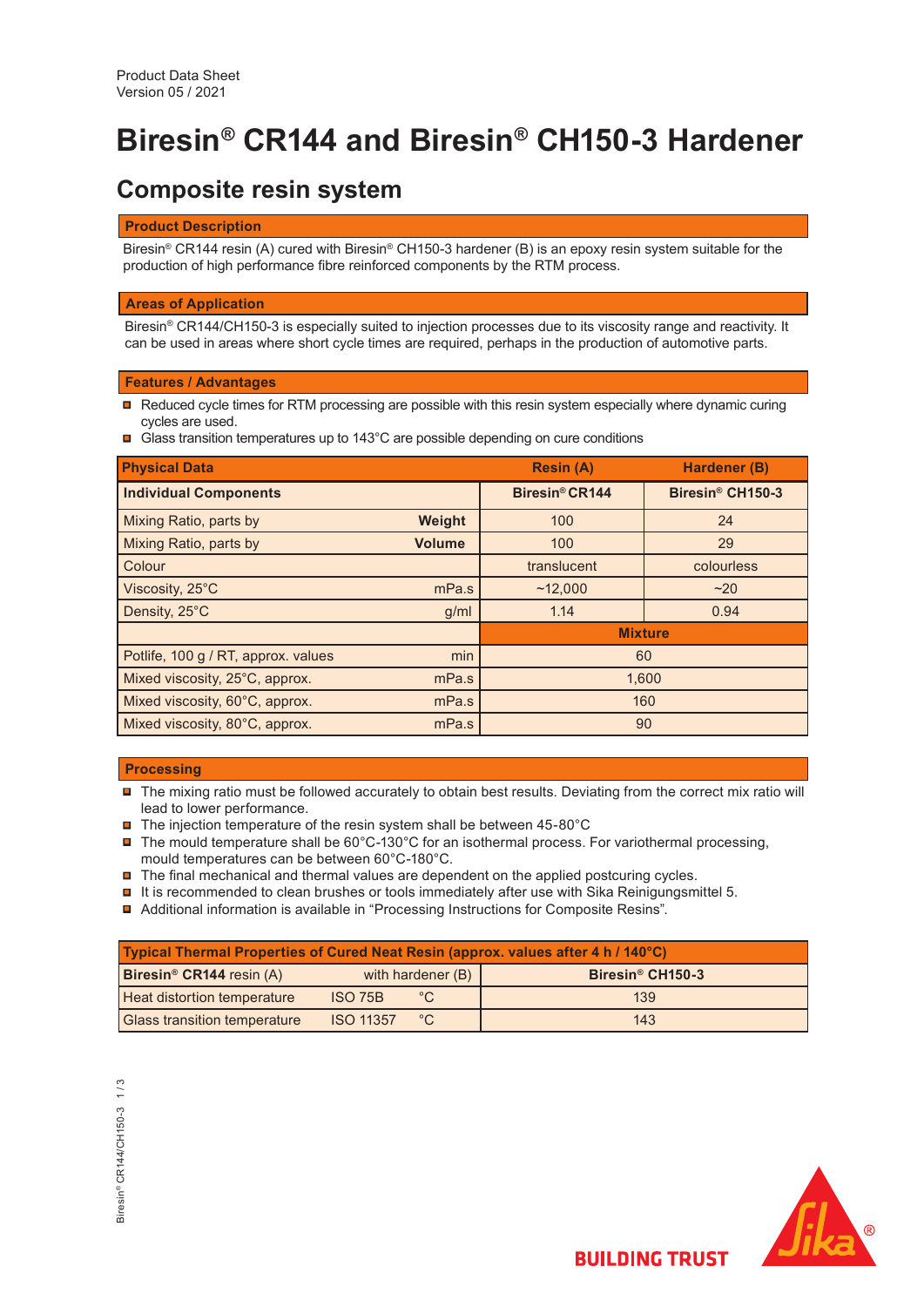Product Data Sheet
Version 05 / 2021

# Biresin® CR144 and Biresin® CH150-3 Hardener

## Composite resin system

### Product Description

Biresin® CR144 resin (A) cured with Biresin® CH150-3 hardener (B) is an epoxy resin system suitable for the production of high performance fibre reinforced components by the RTM process.

### Areas of Application

Biresin® CR144/CH150-3 is especially suited to injection processes due to its viscosity range and reactivity. It can be used in areas where short cycle times are required, perhaps in the production of automotive parts.

### Features / Advantages

- Reduced cycle times for RTM processing are possible with this resin system especially where dynamic curing cycles are used.
- Glass transition temperatures up to 143°C are possible depending on cure conditions

| Physical Data | | Resin (A) | Hardener (B) |
|---|---|---|---|
| **Individual Components** | | **Biresin® CR144** | **Biresin® CH150-3** |
| Mixing Ratio, parts by | **Weight** | 100 | 24 |
| Mixing Ratio, parts by | **Volume** | 100 | 29 |
| Colour | | translucent | colourless |
| Viscosity, 25°C | mPa.s | ~12,000 | ~20 |
| Density, 25°C | g/ml | 1.14 | 0.94 |
| | | **Mixture** | |
| Potlife, 100 g / RT, approx. values | min | 60 | |
| Mixed viscosity, 25°C, approx. | mPa.s | 1,600 | |
| Mixed viscosity, 60°C, approx. | mPa.s | 160 | |
| Mixed viscosity, 80°C, approx. | mPa.s | 90 | |

### Processing

- The mixing ratio must be followed accurately to obtain best results. Deviating from the correct mix ratio will lead to lower performance.
- The injection temperature of the resin system shall be between 45-80°C
- The mould temperature shall be 60°C-130°C for an isothermal process. For variothermal processing, mould temperatures can be between 60°C-180°C.
- The final mechanical and thermal values are dependent on the applied postcuring cycles.
- It is recommended to clean brushes or tools immediately after use with Sika Reinigungsmittel 5.
- Additional information is available in "Processing Instructions for Composite Resins".

| Typical Thermal Properties of Cured Neat Resin (approx. values after 4 h / 140°C) | | | |
|---|---|---|---|
| **Biresin® CR144** resin (A) | with hardener (B) | | **Biresin® CH150-3** |
| Heat distortion temperature | ISO 75B | °C | 139 |
| Glass transition temperature | ISO 11357 | °C | 143 |

BUILDING TRUST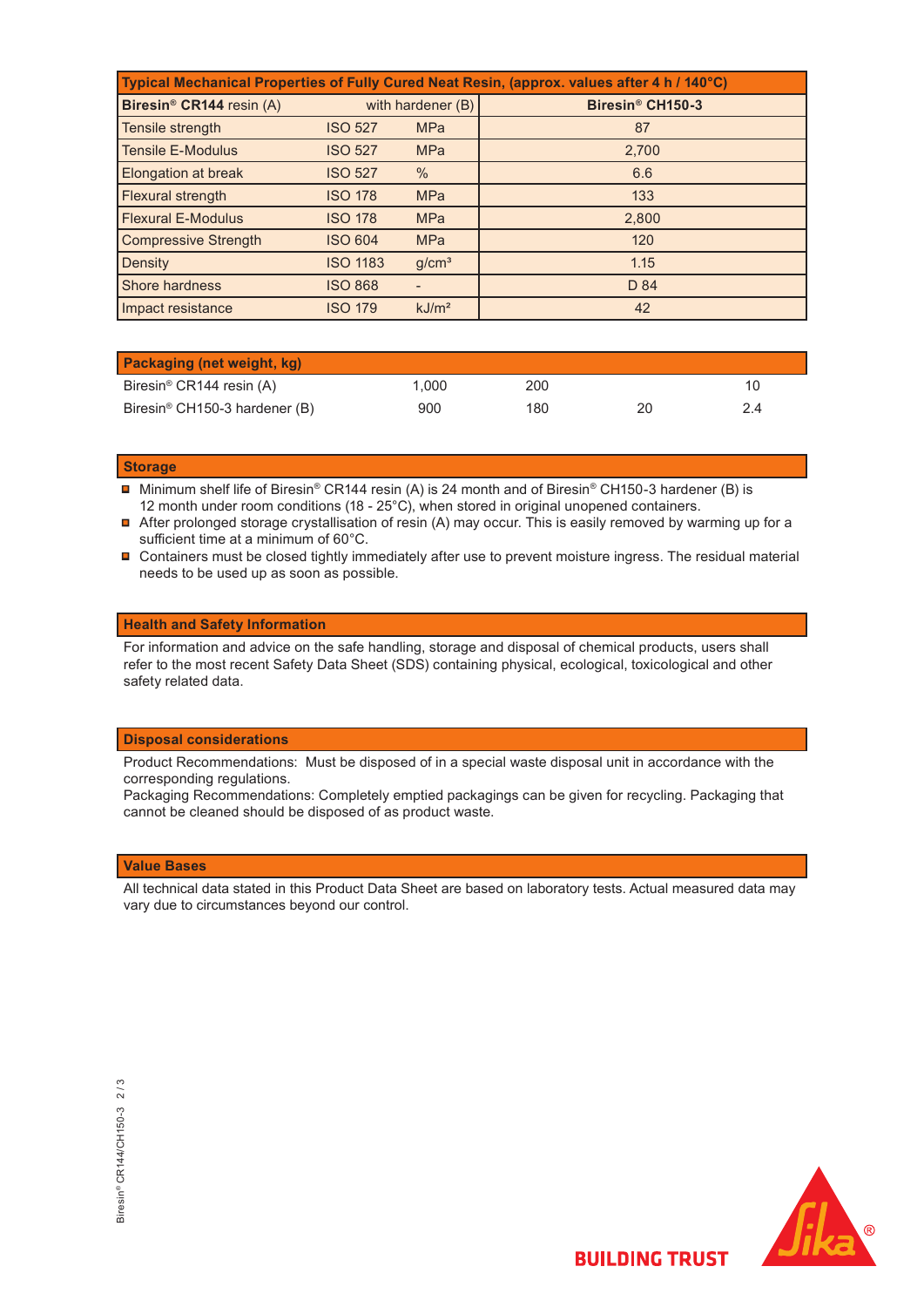| Typical Mechanical Properties of Fully Cured Neat Resin, (approx. values after 4 h / 140°C) | | | |
|---|---|---|---|
| **Biresin® CR144** resin (A) | with hardener (B) | | **Biresin® CH150-3** |
| Tensile strength | ISO 527 | MPa | 87 |
| Tensile E-Modulus | ISO 527 | MPa | 2,700 |
| Elongation at break | ISO 527 | % | 6.6 |
| Flexural strength | ISO 178 | MPa | 133 |
| Flexural E-Modulus | ISO 178 | MPa | 2,800 |
| Compressive Strength | ISO 604 | MPa | 120 |
| Density | ISO 1183 | g/cm³ | 1.15 |
| Shore hardness | ISO 868 | - | D 84 |
| Impact resistance | ISO 179 | kJ/m² | 42 |

## Packaging (net weight, kg)

| | | | | |
|---|---|---|---|---|
| Biresin® CR144 resin (A) | 1,000 | 200 | | 10 |
| Biresin® CH150-3 hardener (B) | 900 | 180 | 20 | 2.4 |

## Storage

- Minimum shelf life of Biresin® CR144 resin (A) is 24 month and of Biresin® CH150-3 hardener (B) is 12 month under room conditions (18 - 25°C), when stored in original unopened containers.
- After prolonged storage crystallisation of resin (A) may occur. This is easily removed by warming up for a sufficient time at a minimum of 60°C.
- Containers must be closed tightly immediately after use to prevent moisture ingress. The residual material needs to be used up as soon as possible.

## Health and Safety Information

For information and advice on the safe handling, storage and disposal of chemical products, users shall refer to the most recent Safety Data Sheet (SDS) containing physical, ecological, toxicological and other safety related data.

## Disposal considerations

Product Recommendations: Must be disposed of in a special waste disposal unit in accordance with the corresponding regulations.
Packaging Recommendations: Completely emptied packagings can be given for recycling. Packaging that cannot be cleaned should be disposed of as product waste.

## Value Bases

All technical data stated in this Product Data Sheet are based on laboratory tests. Actual measured data may vary due to circumstances beyond our control.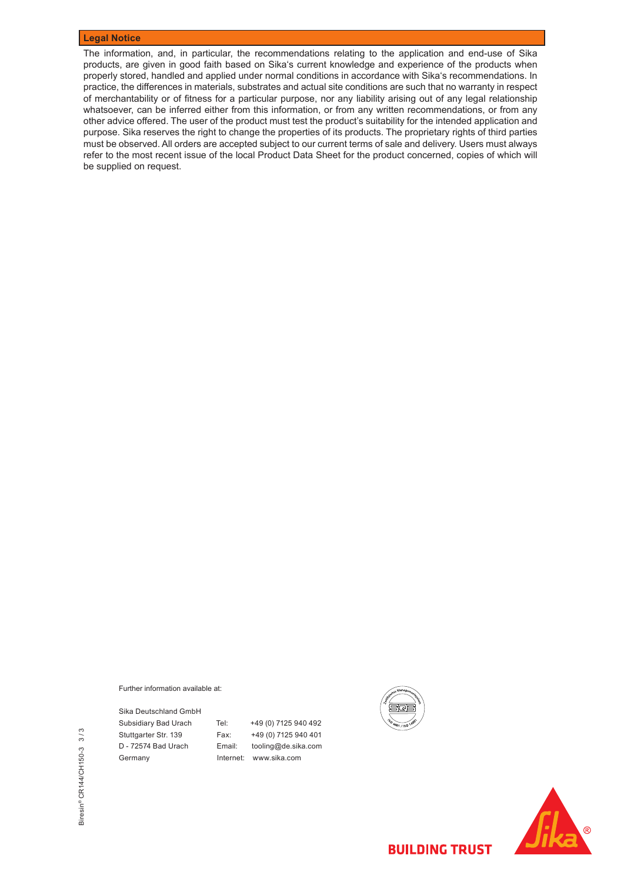## Legal Notice

The information, and, in particular, the recommendations relating to the application and end-use of Sika products, are given in good faith based on Sika's current knowledge and experience of the products when properly stored, handled and applied under normal conditions in accordance with Sika's recommendations. In practice, the differences in materials, substrates and actual site conditions are such that no warranty in respect of merchantability or of fitness for a particular purpose, nor any liability arising out of any legal relationship whatsoever, can be inferred either from this information, or from any written recommendations, or from any other advice offered. The user of the product must test the product's suitability for the intended application and purpose. Sika reserves the right to change the properties of its products. The proprietary rights of third parties must be observed. All orders are accepted subject to our current terms of sale and delivery. Users must always refer to the most recent issue of the local Product Data Sheet for the product concerned, copies of which will be supplied on request.

Further information available at:

Sika Deutschland GmbH
Subsidiary Bad Urach
Stuttgarter Str. 139
D - 72574 Bad Urach
Germany

Tel: +49 (0) 7125 940 492
Fax: +49 (0) 7125 940 401
Email: tooling@de.sika.com
Internet: www.sika.com

BUILDING TRUST